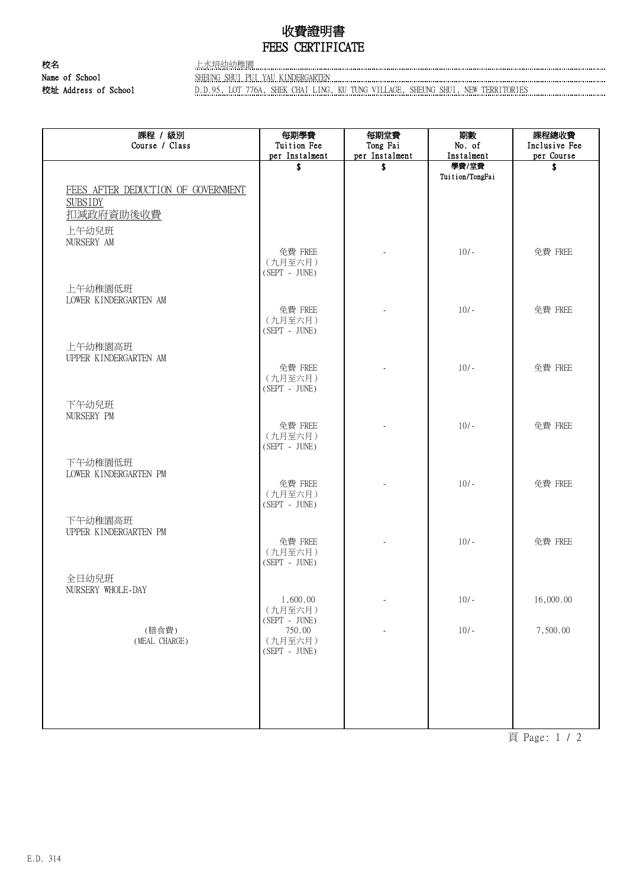# 收費證明書
# FEES CERTIFICATE

**校名**
**Name of School** 上水培幼幼稚園
SHEUNG SHUI PUI YAU KINDERGARTEN

**校址 Address of School** D.D.95, LOT 776A, SHEK CHAI LING, KU TUNG VILLAGE, SHEUNG SHUI, NEW TERRITORIES

| 課程 / 級別<br>Course / Class | 每期學費<br>Tuition Fee<br>per Instalment | 每期堂費<br>Tong Fai<br>per Instalment | 期數<br>No. of<br>Instalment | 課程總收費<br>Inclusive Fee<br>per Course |
|---|---|---|---|---|
| | $ | $ | 學費/堂費<br>Tuition/TongFai | $ |
| FEES AFTER DEDUCTION OF GOVERNMENT SUBSIDY<br>扣減政府資助後收費 | | | | |
| 上午幼兒班<br>NURSERY AM | 免費 FREE<br>(九月至六月)<br>(SEPT - JUNE) | - | 10/- | 免費 FREE |
| 上午幼稚園低班<br>LOWER KINDERGARTEN AM | 免費 FREE<br>(九月至六月)<br>(SEPT - JUNE) | - | 10/- | 免費 FREE |
| 上午幼稚園高班<br>UPPER KINDERGARTEN AM | 免費 FREE<br>(九月至六月)<br>(SEPT - JUNE) | - | 10/- | 免費 FREE |
| 下午幼兒班<br>NURSERY PM | 免費 FREE<br>(九月至六月)<br>(SEPT - JUNE) | - | 10/- | 免費 FREE |
| 下午幼稚園低班<br>LOWER KINDERGARTEN PM | 免費 FREE<br>(九月至六月)<br>(SEPT - JUNE) | - | 10/- | 免費 FREE |
| 下午幼稚園高班<br>UPPER KINDERGARTEN PM | 免費 FREE<br>(九月至六月)<br>(SEPT - JUNE) | - | 10/- | 免費 FREE |
| 全日幼兒班<br>NURSERY WHOLE-DAY | 1,600.00<br>(九月至六月)<br>(SEPT - JUNE) | - | 10/- | 16,000.00 |
| (膳食費)<br>(MEAL CHARGE) | 750.00<br>(九月至六月)<br>(SEPT - JUNE) | - | 10/- | 7,500.00 |

E.D. 314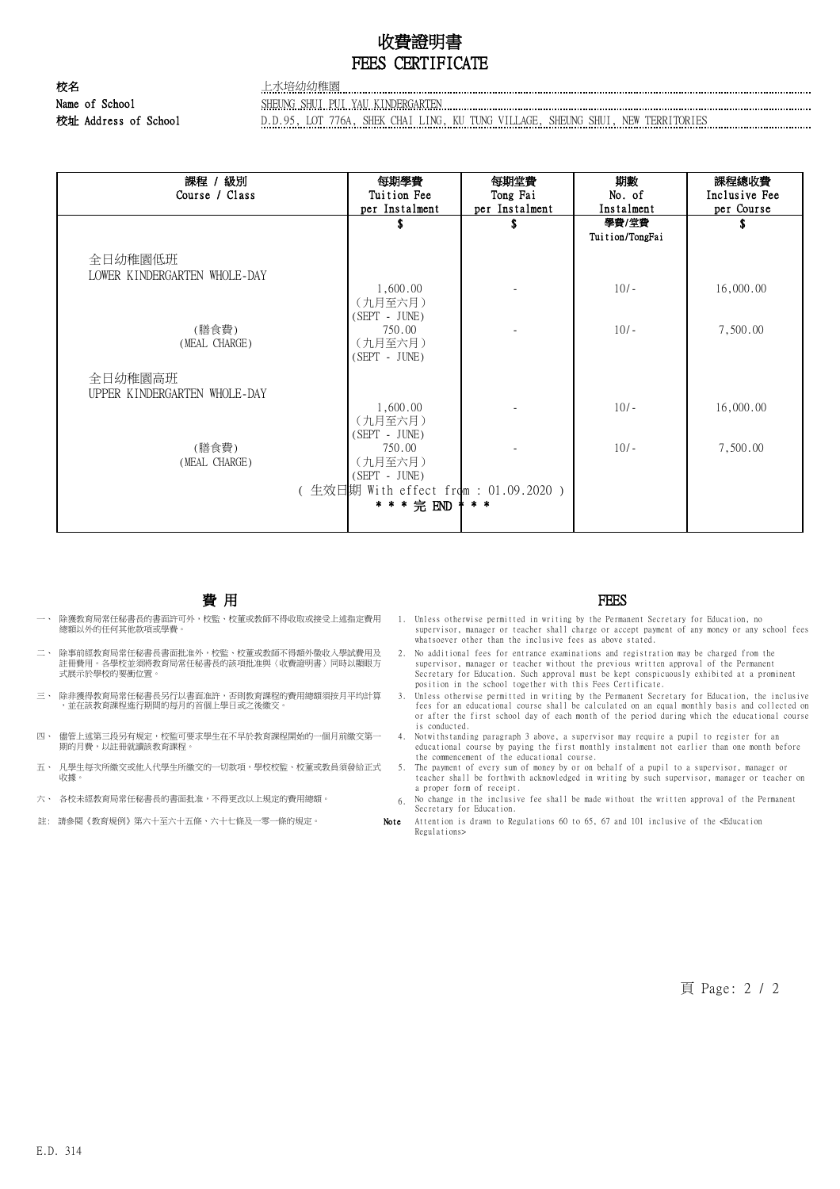# 收費證明書
# FEES CERTIFICATE

**校名** 上水培幼幼稚園

**Name of School** SHEUNG SHUI PUI YAU KINDERGARTEN

**校址 Address of School** D.D.95, LOT 776A, SHEK CHAI LING, KU TUNG VILLAGE, SHEUNG SHUI, NEW TERRITORIES

| 課程 / 級別<br>Course / Class | 每期學費<br>Tuition Fee<br>per Instalment | 每期堂費<br>Tong Fai<br>per Instalment | 期數<br>No. of<br>Instalment | 課程總收費<br>Inclusive Fee<br>per Course |
|---|---|---|---|---|
| | $ | $ | 學費/堂費<br>Tuition/TongFai | $ |
| 全日幼稚園低班<br>LOWER KINDERGARTEN WHOLE-DAY | | | | |
| | 1,600.00<br>(九月至六月)<br>(SEPT - JUNE) | - | 10/- | 16,000.00 |
| (膳食費)<br>(MEAL CHARGE) | 750.00<br>(九月至六月)<br>(SEPT - JUNE) | - | 10/- | 7,500.00 |
| 全日幼稚園高班<br>UPPER KINDERGARTEN WHOLE-DAY | | | | |
| | 1,600.00<br>(九月至六月)<br>(SEPT - JUNE) | - | 10/- | 16,000.00 |
| (膳食費)<br>(MEAL CHARGE) | 750.00<br>(九月至六月)<br>(SEPT - JUNE) | - | 10/- | 7,500.00 |
| | ( 生效日期 With effect from : 01.09.2020 ) | | | |
| | * * * 完 END * * * | | | |

## 費 用

一、 除獲教育局常任秘書長的書面許可外，校監、校董或教師不得收取或接受上述指定費用總額以外的任何其他款項或學費。

二、 除事前經教育局常任秘書長書面批准外，校監、校董或教師不得額外徵收入學試費用及註冊費用。各學校並須將教育局常任秘書長的該項批准與〈收費證明書〉同時以顯眼方式展示於學校的要衝位置。

三、 除非獲得教育局常任秘書長另行以書面准許，否則教育課程的費用總額須按月平均計算，並在該教育課程進行期間的每月的首個上學日或之後繳交。

四、 儘管上述第三段另有規定，校監可要求學生在不早於教育課程開始的一個月前繳交第一期的月費，以註冊就讀該教育課程。

五、 凡學生每次所繳交或他人代學生所繳交的一切款項，學校校監、校董或教員須發給正式收據。

六、 各校未經教育局常任秘書長的書面批准，不得更改以上規定的費用總額。

註: 請參閱《教育規例》第六十至六十五條、六十七條及一零一條的規定。

## FEES

1. Unless otherwise permitted in writing by the Permanent Secretary for Education, no supervisor, manager or teacher shall charge or accept payment of any money or any school fees whatsoever other than the inclusive fees as above stated.
2. No additional fees for entrance examinations and registration may be charged from the supervisor, manager or teacher without the previous written approval of the Permanent Secretary for Education. Such approval must be kept conspicuously exhibited at a prominent position in the school together with this Fees Certificate.
3. Unless otherwise permitted in writing by the Permanent Secretary for Education, the inclusive fees for an educational course shall be calculated on an equal monthly basis and collected on or after the first school day of each month of the period during which the educational course is conducted.
4. Notwithstanding paragraph 3 above, a supervisor may require a pupil to register for an educational course by paying the first monthly instalment not earlier than one month before the commencement of the educational course.
5. The payment of every sum of money by or on behalf of a pupil to a supervisor, manager or teacher shall be forthwith acknowledged in writing by such supervisor, manager or teacher on a proper form of receipt.
6. No change in the inclusive fee shall be made without the written approval of the Permanent Secretary for Education.

**Note** Attention is drawn to Regulations 60 to 65, 67 and 101 inclusive of the <Education Regulations>

E.D. 314